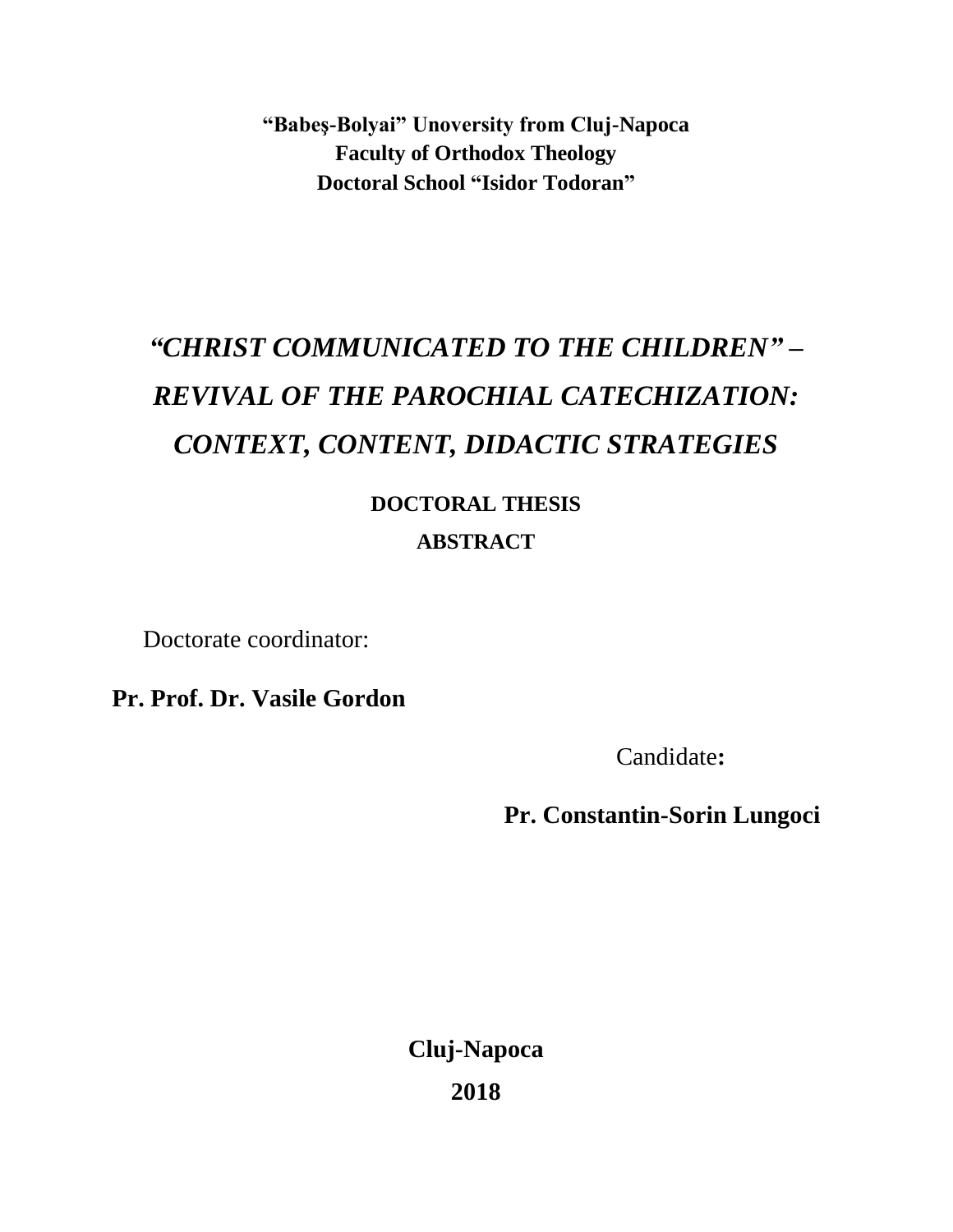**“Babeş-Bolyai” Unoversity from Cluj-Napoca**
**Faculty of Orthodox Theology**
**Doctoral School “Isidor Todoran”**

# *“CHRIST COMMUNICATED TO THE CHILDREN” – REVIVAL OF THE PAROCHIAL CATECHIZATION: CONTEXT, CONTENT, DIDACTIC STRATEGIES*

**DOCTORAL THESIS**

**ABSTRACT**

Doctorate coordinator:

**Pr. Prof. Dr. Vasile Gordon**

Candidate**:**

**Pr. Constantin-Sorin Lungoci**

**Cluj-Napoca**

**2018**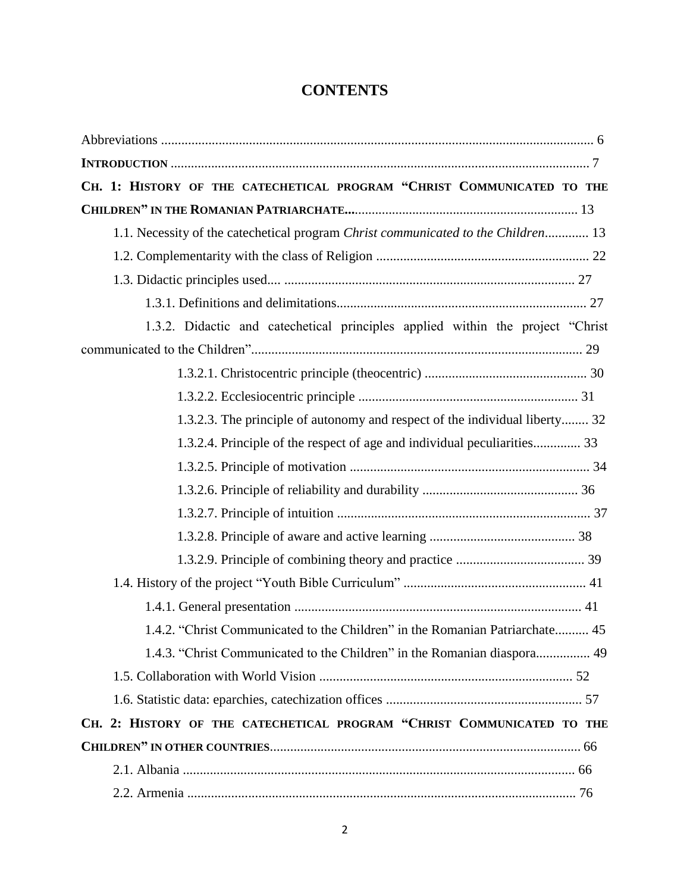# CONTENTS

Abbreviations ............................................................................................................................... 6

**INTRODUCTION** ............................................................................................................................ 7

**CH. 1: HISTORY OF THE CATECHETICAL PROGRAM "CHRIST COMMUNICATED TO THE CHILDREN" IN THE ROMANIAN PATRIARCHATE...** ................................................................... 13

- 1.1. Necessity of the catechetical program *Christ communicated to the Children*............. 13
- 1.2. Complementarity with the class of Religion .............................................................. 22
- 1.3. Didactic principles used.... ...................................................................................... 27
  - 1.3.1. Definitions and delimitations.......................................................................... 27
  - 1.3.2. Didactic and catechetical principles applied within the project "Christ communicated to the Children".................................................................................................. 29
    - 1.3.2.1. Christocentric principle (theocentric) ................................................ 30
    - 1.3.2.2. Ecclesiocentric principle ................................................................. 31
    - 1.3.2.3. The principle of autonomy and respect of the individual liberty........ 32
    - 1.3.2.4. Principle of the respect of age and individual peculiarities.............. 33
    - 1.3.2.5. Principle of motivation ....................................................................... 34
    - 1.3.2.6. Principle of reliability and durability ............................................. 36
    - 1.3.2.7. Principle of intuition ........................................................................... 37
    - 1.3.2.8. Principle of aware and active learning ........................................... 38
    - 1.3.2.9. Principle of combining theory and practice ...................................... 39
- 1.4. History of the project "Youth Bible Curriculum" ...................................................... 41
  - 1.4.1. General presentation ..................................................................................... 41
  - 1.4.2. "Christ Communicated to the Children" in the Romanian Patriarchate.......... 45
  - 1.4.3. "Christ Communicated to the Children" in the Romanian diaspora................ 49
- 1.5. Collaboration with World Vision ........................................................................... 52
- 1.6. Statistic data: eparchies, catechization offices .......................................................... 57

**CH. 2: HISTORY OF THE CATECHETICAL PROGRAM "CHRIST COMMUNICATED TO THE CHILDREN" IN OTHER COUNTRIES**............................................................................................. 66

- 2.1. Albania .................................................................................................................... 66
- 2.2. Armenia ................................................................................................................... 76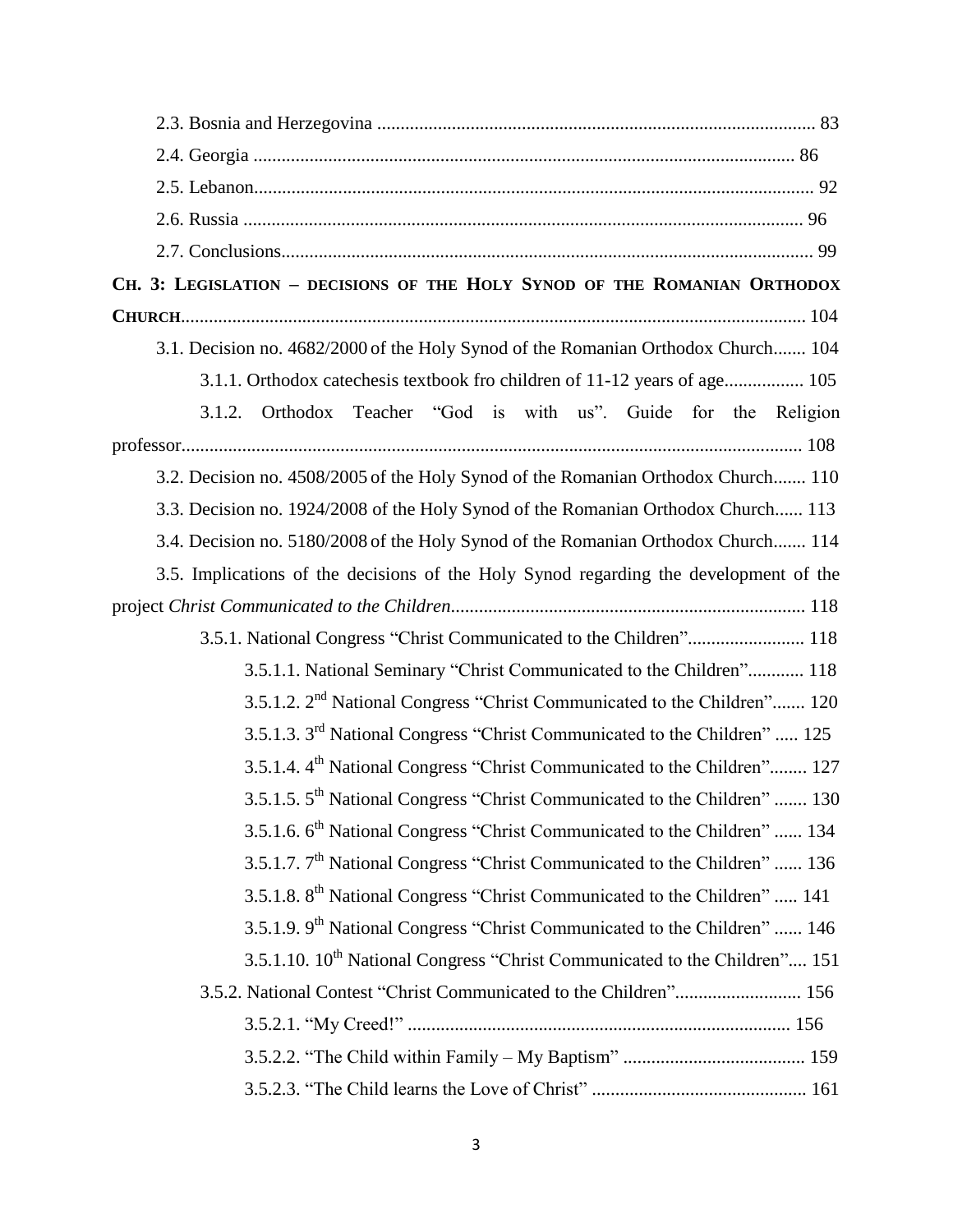2.3. Bosnia and Herzegovina ............................................................................................. 83

2.4. Georgia .................................................................................................................... 86

2.5. Lebanon....................................................................................................................... 92

2.6. Russia ....................................................................................................................... 96

2.7. Conclusions................................................................................................................. 99

**CH. 3: LEGISLATION – DECISIONS OF THE HOLY SYNOD OF THE ROMANIAN ORTHODOX CHURCH**...................................................................................................................... 104

3.1. Decision no. 4682/2000 of the Holy Synod of the Romanian Orthodox Church....... 104

3.1.1. Orthodox catechesis textbook fro children of 11-12 years of age................. 105

3.1.2. Orthodox Teacher "God is with us". Guide for the Religion professor.................................................................................................................... 108

3.2. Decision no. 4508/2005 of the Holy Synod of the Romanian Orthodox Church....... 110

3.3. Decision no. 1924/2008 of the Holy Synod of the Romanian Orthodox Church...... 113

3.4. Decision no. 5180/2008 of the Holy Synod of the Romanian Orthodox Church....... 114

3.5. Implications of the decisions of the Holy Synod regarding the development of the project *Christ Communicated to the Children*........................................................................... 118

3.5.1. National Congress "Christ Communicated to the Children"......................... 118

3.5.1.1. National Seminary "Christ Communicated to the Children"............ 118

3.5.1.2. 2nd National Congress "Christ Communicated to the Children"....... 120

3.5.1.3. 3rd National Congress "Christ Communicated to the Children" ..... 125

3.5.1.4. 4th National Congress "Christ Communicated to the Children"........ 127

3.5.1.5. 5th National Congress "Christ Communicated to the Children" ....... 130

3.5.1.6. 6th National Congress "Christ Communicated to the Children" ...... 134

3.5.1.7. 7th National Congress "Christ Communicated to the Children" ...... 136

3.5.1.8. 8th National Congress "Christ Communicated to the Children" ..... 141

3.5.1.9. 9th National Congress "Christ Communicated to the Children" ...... 146

3.5.1.10. 10th National Congress "Christ Communicated to the Children".... 151

3.5.2. National Contest "Christ Communicated to the Children"........................... 156

3.5.2.1. "My Creed!" ................................................................................. 156

3.5.2.2. "The Child within Family – My Baptism" ....................................... 159

3.5.2.3. "The Child learns the Love of Christ" ............................................. 161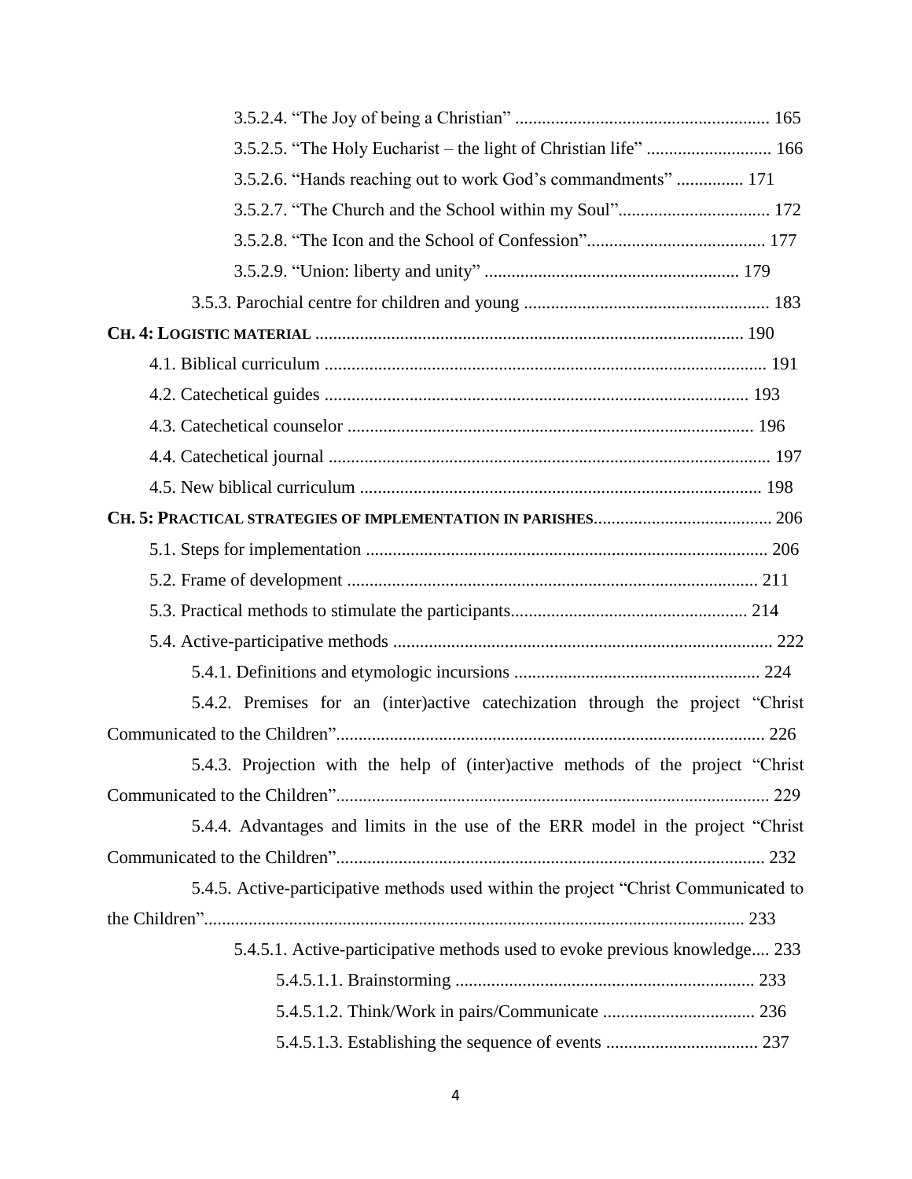3.5.2.4. “The Joy of being a Christian” ........................................................ 165

3.5.2.5. “The Holy Eucharist – the light of Christian life” ........................... 166

3.5.2.6. “Hands reaching out to work God’s commandments” ............... 171

3.5.2.7. “The Church and the School within my Soul”.................................. 172

3.5.2.8. “The Icon and the School of Confession”........................................ 177

3.5.2.9. “Union: liberty and unity” ........................................................ 179

3.5.3. Parochial centre for children and young ...................................................... 183

**CH. 4: LOGISTIC MATERIAL** ............................................................................................... 190

4.1. Biblical curriculum ................................................................................................ 191

4.2. Catechetical guides .............................................................................................. 193

4.3. Catechetical counselor .......................................................................................... 196

4.4. Catechetical journal ................................................................................................ 197

4.5. New biblical curriculum ......................................................................................... 198

**CH. 5: PRACTICAL STRATEGIES OF IMPLEMENTATION IN PARISHES**........................................ 206

5.1. Steps for implementation ......................................................................................... 206

5.2. Frame of development ........................................................................................... 211

5.3. Practical methods to stimulate the participants.................................................... 214

5.4. Active-participative methods .................................................................................... 222

5.4.1. Definitions and etymologic incursions ...................................................... 224

5.4.2. Premises for an (inter)active catechization through the project “Christ Communicated to the Children”.............................................................................................. 226

5.4.3. Projection with the help of (inter)active methods of the project “Christ Communicated to the Children”................................................................................................ 229

5.4.4. Advantages and limits in the use of the ERR model in the project “Christ Communicated to the Children”............................................................................................... 232

5.4.5. Active-participative methods used within the project “Christ Communicated to the Children”......................................................................................................................... 233

5.4.5.1. Active-participative methods used to evoke previous knowledge.... 233

5.4.5.1.1. Brainstorming .................................................................. 233

5.4.5.1.2. Think/Work in pairs/Communicate .................................. 236

5.4.5.1.3. Establishing the sequence of events .................................. 237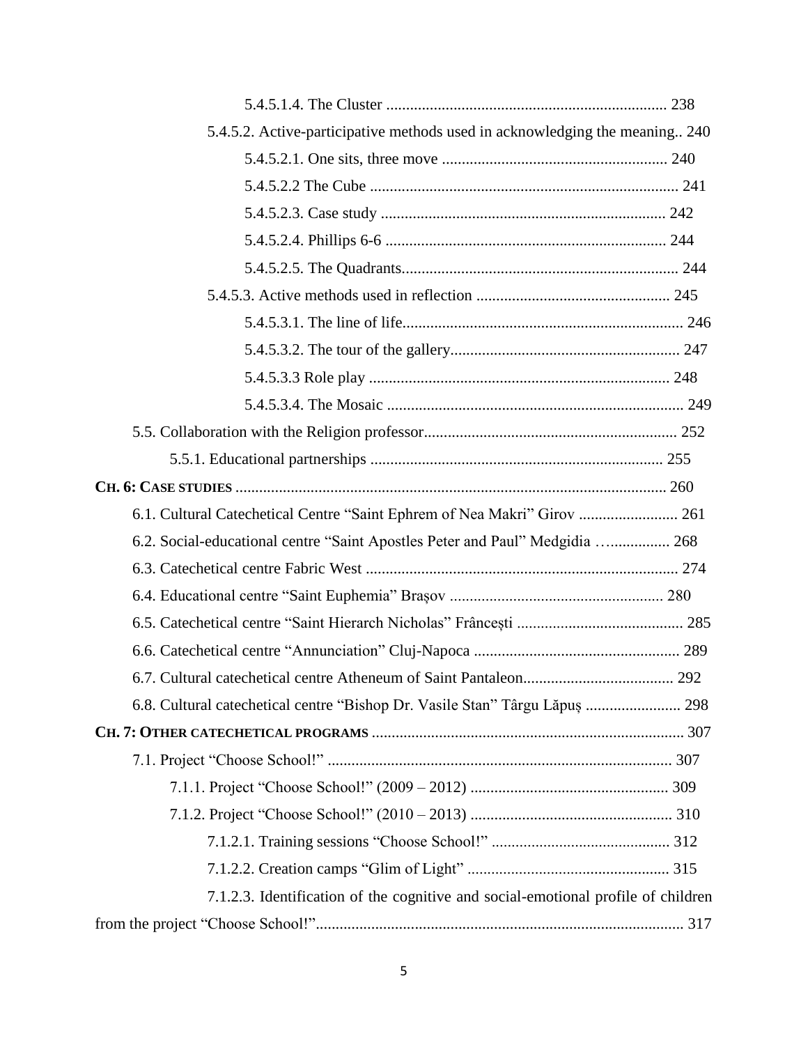5.4.5.1.4. The Cluster ...................................................................... 238

5.4.5.2. Active-participative methods used in acknowledging the meaning.. 240

5.4.5.2.1. One sits, three move ......................................................... 240

5.4.5.2.2 The Cube ............................................................................. 241

5.4.5.2.3. Case study ........................................................................ 242

5.4.5.2.4. Phillips 6-6 ....................................................................... 244

5.4.5.2.5. The Quadrants..................................................................... 244

5.4.5.3. Active methods used in reflection ................................................. 245

5.4.5.3.1. The line of life...................................................................... 246

5.4.5.3.2. The tour of the gallery.......................................................... 247

5.4.5.3.3 Role play ............................................................................ 248

5.4.5.3.4. The Mosaic .......................................................................... 249

5.5. Collaboration with the Religion professor................................................................ 252

5.5.1. Educational partnerships .......................................................................... 255

**CH. 6: CASE STUDIES** ............................................................................................................ 260

6.1. Cultural Catechetical Centre “Saint Ephrem of Nea Makri” Girov ......................... 261

6.2. Social-educational centre “Saint Apostles Peter and Paul” Medgidia …................ 268

6.3. Catechetical centre Fabric West .............................................................................. 274

6.4. Educational centre “Saint Euphemia” Brașov ...................................................... 280

6.5. Catechetical centre “Saint Hierarch Nicholas” Frâncești .......................................... 285

6.6. Catechetical centre “Annunciation” Cluj-Napoca .................................................... 289

6.7. Cultural catechetical centre Atheneum of Saint Pantaleon...................................... 292

6.8. Cultural catechetical centre “Bishop Dr. Vasile Stan” Târgu Lăpuș ........................ 298

**CH. 7: OTHER CATECHETICAL PROGRAMS** .............................................................................. 307

7.1. Project “Choose School!” ....................................................................................... 307

7.1.1. Project “Choose School!” (2009 – 2012) .................................................. 309

7.1.2. Project “Choose School!” (2010 – 2013) ................................................... 310

7.1.2.1. Training sessions “Choose School!” ............................................. 312

7.1.2.2. Creation camps “Glim of Light” ................................................... 315

7.1.2.3. Identification of the cognitive and social-emotional profile of children from the project “Choose School!”............................................................................................ 317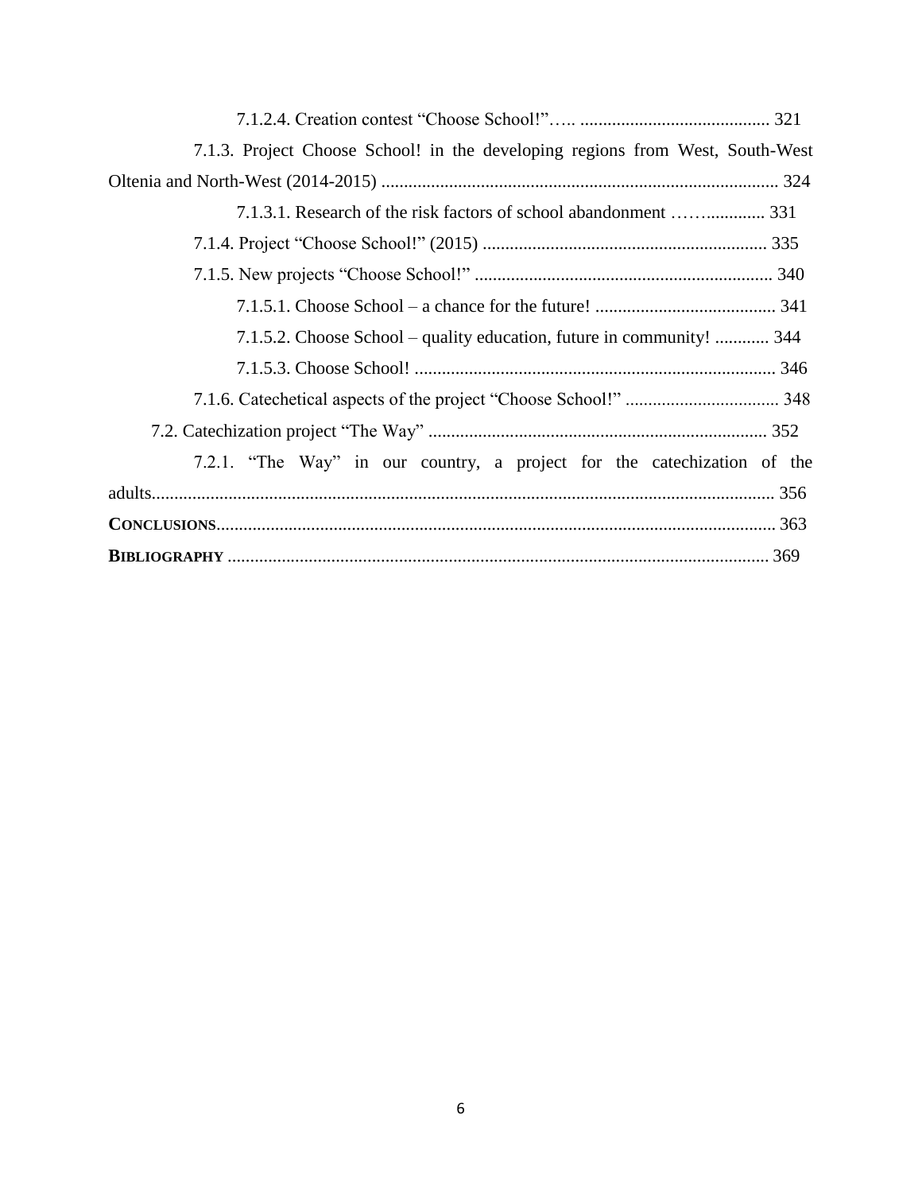7.1.2.4. Creation contest “Choose School!”….. .......................................... 321

7.1.3. Project Choose School! in the developing regions from West, South-West Oltenia and North-West (2014-2015) ........................................................................................ 324

7.1.3.1. Research of the risk factors of school abandonment ……............. 331

7.1.4. Project “Choose School!” (2015) ............................................................... 335

7.1.5. New projects “Choose School!” .................................................................. 340

7.1.5.1. Choose School – a chance for the future! ........................................ 341

7.1.5.2. Choose School – quality education, future in community! ............ 344

7.1.5.3. Choose School! ................................................................................ 346

7.1.6. Catechetical aspects of the project “Choose School!” .................................. 348

7.2. Catechization project “The Way” ........................................................................... 352

7.2.1. “The Way” in our country, a project for the catechization of the adults......................................................................................................................... 356

**CONCLUSIONS**.......................................................................................................................... 363

**BIBLIOGRAPHY** ....................................................................................................................... 369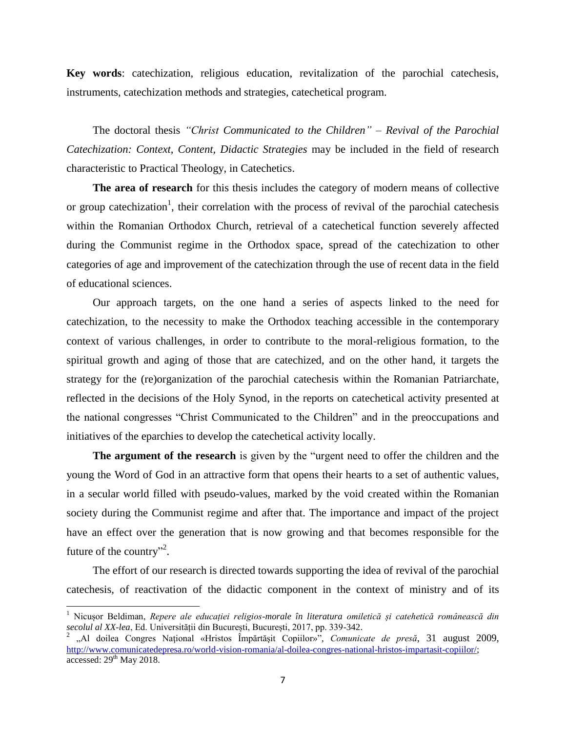**Key words**: catechization, religious education, revitalization of the parochial catechesis, instruments, catechization methods and strategies, catechetical program.

The doctoral thesis *"Christ Communicated to the Children" – Revival of the Parochial Catechization: Context, Content, Didactic Strategies* may be included in the field of research characteristic to Practical Theology, in Catechetics.

**The area of research** for this thesis includes the category of modern means of collective or group catechization[1], their correlation with the process of revival of the parochial catechesis within the Romanian Orthodox Church, retrieval of a catechetical function severely affected during the Communist regime in the Orthodox space, spread of the catechization to other categories of age and improvement of the catechization through the use of recent data in the field of educational sciences.

Our approach targets, on the one hand a series of aspects linked to the need for catechization, to the necessity to make the Orthodox teaching accessible in the contemporary context of various challenges, in order to contribute to the moral-religious formation, to the spiritual growth and aging of those that are catechized, and on the other hand, it targets the strategy for the (re)organization of the parochial catechesis within the Romanian Patriarchate, reflected in the decisions of the Holy Synod, in the reports on catechetical activity presented at the national congresses "Christ Communicated to the Children" and in the preoccupations and initiatives of the eparchies to develop the catechetical activity locally.

**The argument of the research** is given by the "urgent need to offer the children and the young the Word of God in an attractive form that opens their hearts to a set of authentic values, in a secular world filled with pseudo-values, marked by the void created within the Romanian society during the Communist regime and after that. The importance and impact of the project have an effect over the generation that is now growing and that becomes responsible for the future of the country"[2].

The effort of our research is directed towards supporting the idea of revival of the parochial catechesis, of reactivation of the didactic component in the context of ministry and of its

---

[1] Nicușor Beldiman, *Repere ale educației religios-morale în literatura omiletică și catehetică românească din secolul al XX-lea*, Ed. Universității din București, București, 2017, pp. 339-342.

[2] „Al doilea Congres Național «Hristos Împărtășit Copiilor»", *Comunicate de presă*, 31 august 2009, http://www.comunicatedepresa.ro/world-vision-romania/al-doilea-congres-national-hristos-impartasit-copiilor/; accessed: 29th May 2018.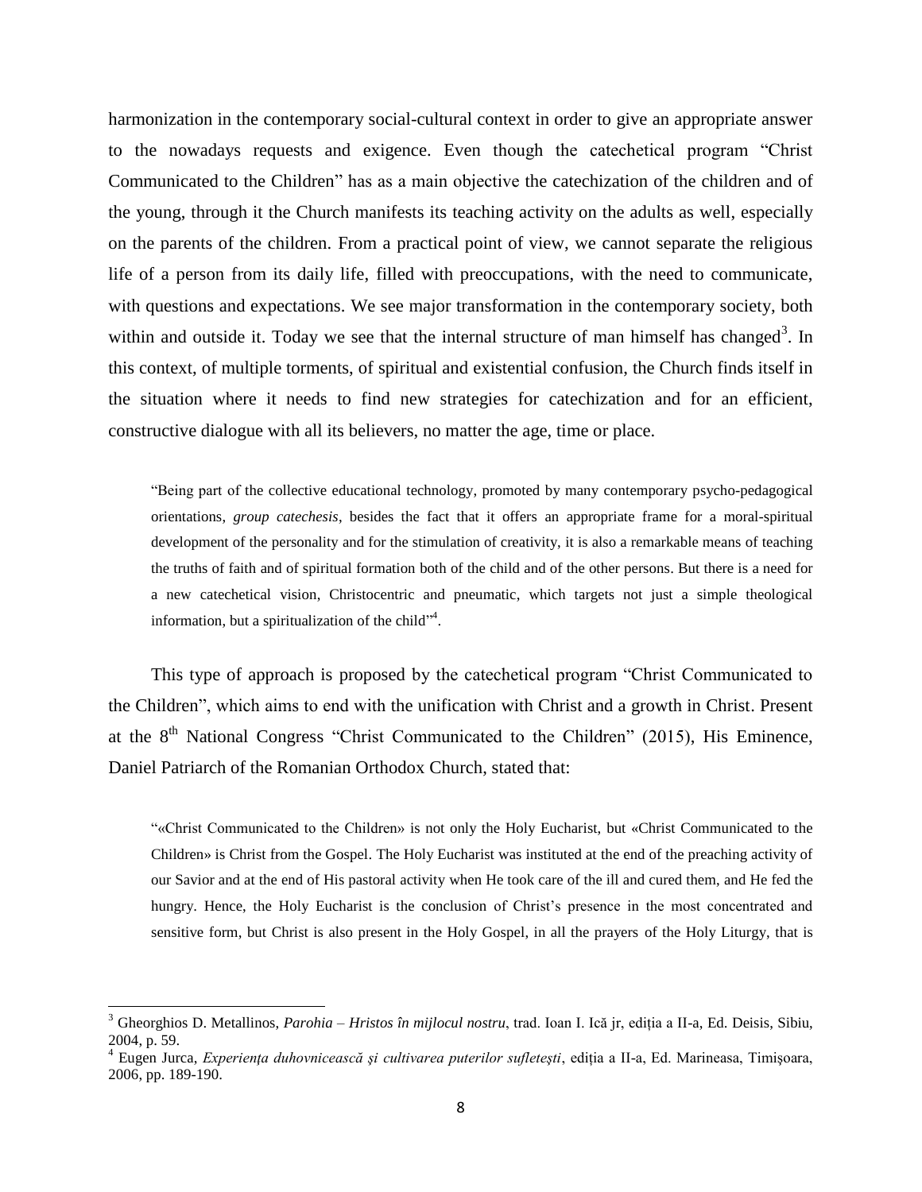harmonization in the contemporary social-cultural context in order to give an appropriate answer to the nowadays requests and exigence. Even though the catechetical program "Christ Communicated to the Children" has as a main objective the catechization of the children and of the young, through it the Church manifests its teaching activity on the adults as well, especially on the parents of the children. From a practical point of view, we cannot separate the religious life of a person from its daily life, filled with preoccupations, with the need to communicate, with questions and expectations. We see major transformation in the contemporary society, both within and outside it. Today we see that the internal structure of man himself has changed[3]. In this context, of multiple torments, of spiritual and existential confusion, the Church finds itself in the situation where it needs to find new strategies for catechization and for an efficient, constructive dialogue with all its believers, no matter the age, time or place.

> "Being part of the collective educational technology, promoted by many contemporary psycho-pedagogical orientations, *group catechesis*, besides the fact that it offers an appropriate frame for a moral-spiritual development of the personality and for the stimulation of creativity, it is also a remarkable means of teaching the truths of faith and of spiritual formation both of the child and of the other persons. But there is a need for a new catechetical vision, Christocentric and pneumatic, which targets not just a simple theological information, but a spiritualization of the child"[4].

This type of approach is proposed by the catechetical program "Christ Communicated to the Children", which aims to end with the unification with Christ and a growth in Christ. Present at the 8th National Congress "Christ Communicated to the Children" (2015), His Eminence, Daniel Patriarch of the Romanian Orthodox Church, stated that:

> "«Christ Communicated to the Children» is not only the Holy Eucharist, but «Christ Communicated to the Children» is Christ from the Gospel. The Holy Eucharist was instituted at the end of the preaching activity of our Savior and at the end of His pastoral activity when He took care of the ill and cured them, and He fed the hungry. Hence, the Holy Eucharist is the conclusion of Christ's presence in the most concentrated and sensitive form, but Christ is also present in the Holy Gospel, in all the prayers of the Holy Liturgy, that is

---

[3] Gheorghios D. Metallinos, *Parohia – Hristos în mijlocul nostru*, trad. Ioan I. Ică jr, ediția a II-a, Ed. Deisis, Sibiu, 2004, p. 59.

[4] Eugen Jurca, *Experiența duhovnicească și cultivarea puterilor sufletești*, ediția a II-a, Ed. Marineasa, Timișoara, 2006, pp. 189-190.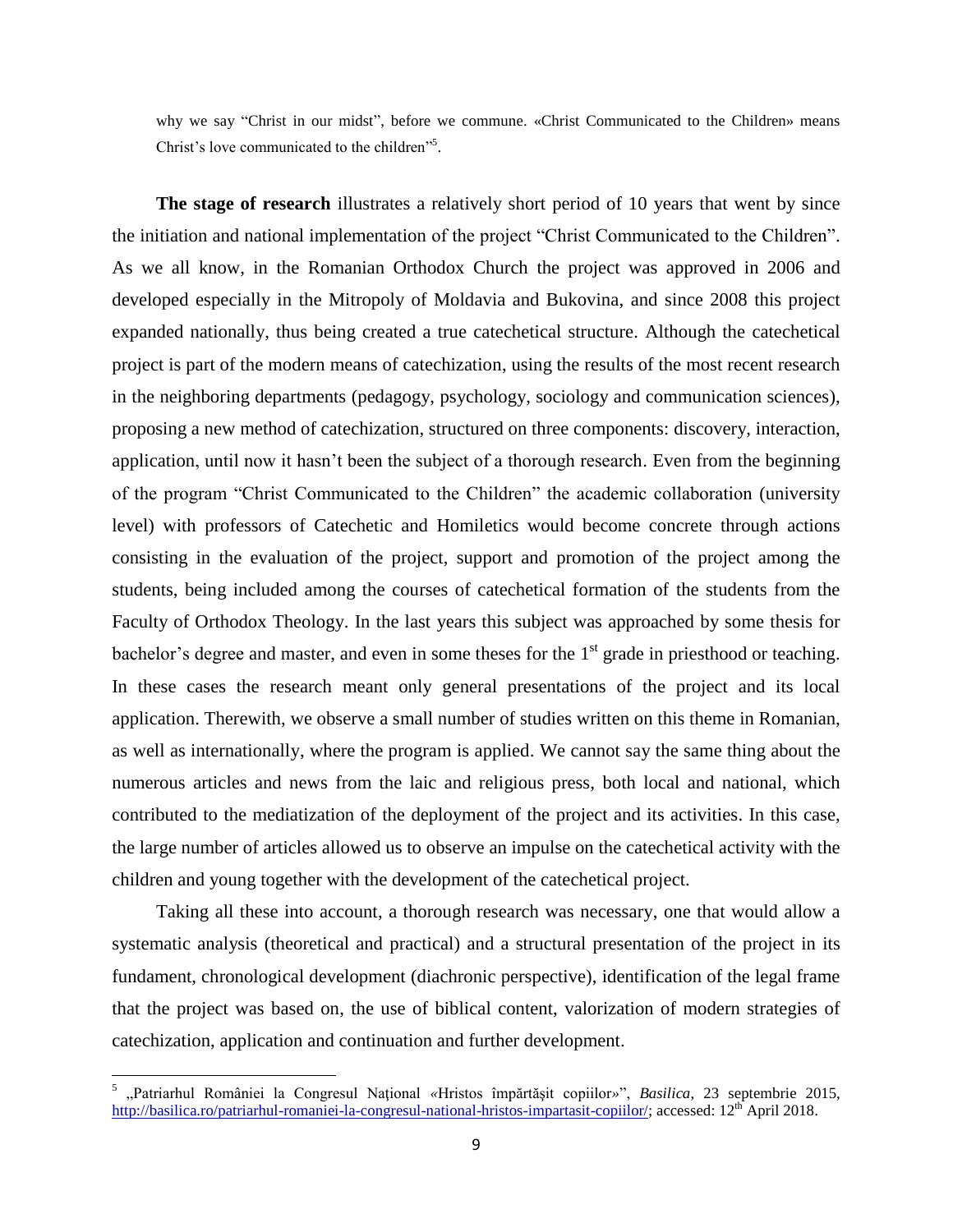why we say "Christ in our midst", before we commune. «Christ Communicated to the Children» means Christ's love communicated to the children"[5].

**The stage of research** illustrates a relatively short period of 10 years that went by since the initiation and national implementation of the project "Christ Communicated to the Children". As we all know, in the Romanian Orthodox Church the project was approved in 2006 and developed especially in the Mitropoly of Moldavia and Bukovina, and since 2008 this project expanded nationally, thus being created a true catechetical structure. Although the catechetical project is part of the modern means of catechization, using the results of the most recent research in the neighboring departments (pedagogy, psychology, sociology and communication sciences), proposing a new method of catechization, structured on three components: discovery, interaction, application, until now it hasn't been the subject of a thorough research. Even from the beginning of the program "Christ Communicated to the Children" the academic collaboration (university level) with professors of Catechetic and Homiletics would become concrete through actions consisting in the evaluation of the project, support and promotion of the project among the students, being included among the courses of catechetical formation of the students from the Faculty of Orthodox Theology. In the last years this subject was approached by some thesis for bachelor's degree and master, and even in some theses for the 1st grade in priesthood or teaching. In these cases the research meant only general presentations of the project and its local application. Therewith, we observe a small number of studies written on this theme in Romanian, as well as internationally, where the program is applied. We cannot say the same thing about the numerous articles and news from the laic and religious press, both local and national, which contributed to the mediatization of the deployment of the project and its activities. In this case, the large number of articles allowed us to observe an impulse on the catechetical activity with the children and young together with the development of the catechetical project.

Taking all these into account, a thorough research was necessary, one that would allow a systematic analysis (theoretical and practical) and a structural presentation of the project in its fundament, chronological development (diachronic perspective), identification of the legal frame that the project was based on, the use of biblical content, valorization of modern strategies of catechization, application and continuation and further development.

---

[5] „Patriarhul României la Congresul Național «Hristos împărtășit copiilor»", *Basilica*, 23 septembrie 2015, http://basilica.ro/patriarhul-romaniei-la-congresul-national-hristos-impartasit-copiilor/; accessed: 12th April 2018.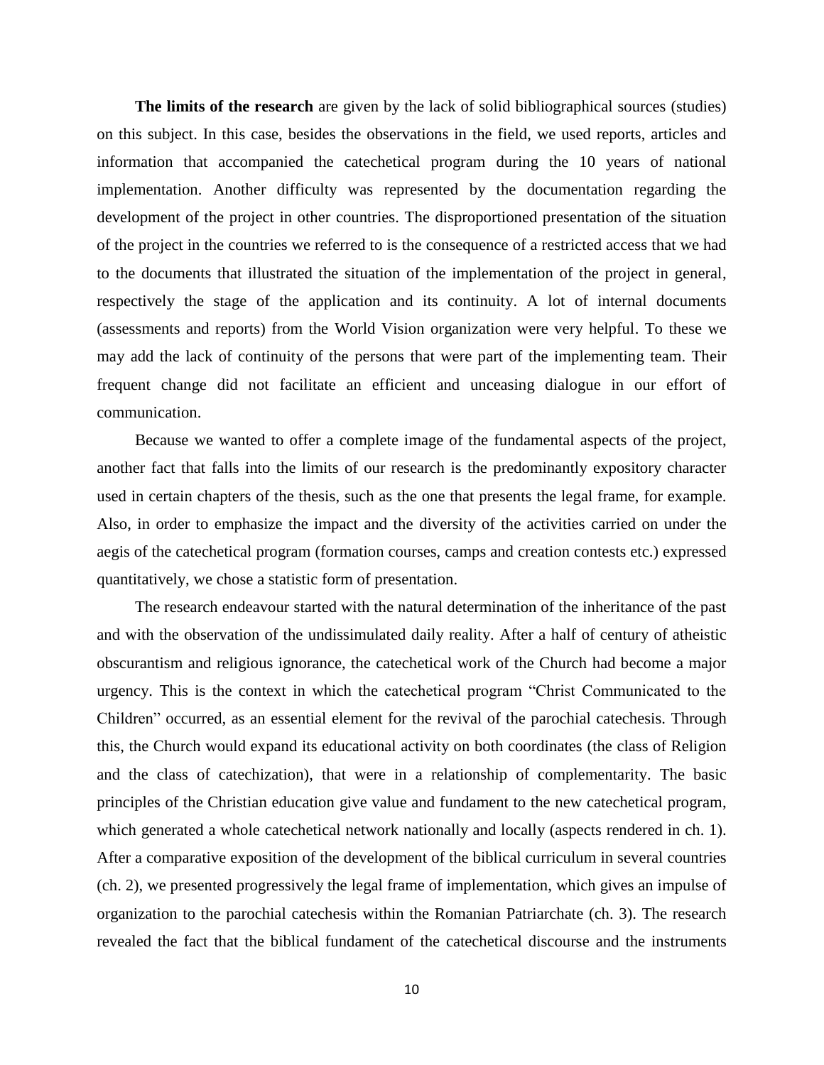**The limits of the research** are given by the lack of solid bibliographical sources (studies) on this subject. In this case, besides the observations in the field, we used reports, articles and information that accompanied the catechetical program during the 10 years of national implementation. Another difficulty was represented by the documentation regarding the development of the project in other countries. The disproportioned presentation of the situation of the project in the countries we referred to is the consequence of a restricted access that we had to the documents that illustrated the situation of the implementation of the project in general, respectively the stage of the application and its continuity. A lot of internal documents (assessments and reports) from the World Vision organization were very helpful. To these we may add the lack of continuity of the persons that were part of the implementing team. Their frequent change did not facilitate an efficient and unceasing dialogue in our effort of communication.

Because we wanted to offer a complete image of the fundamental aspects of the project, another fact that falls into the limits of our research is the predominantly expository character used in certain chapters of the thesis, such as the one that presents the legal frame, for example. Also, in order to emphasize the impact and the diversity of the activities carried on under the aegis of the catechetical program (formation courses, camps and creation contests etc.) expressed quantitatively, we chose a statistic form of presentation.

The research endeavour started with the natural determination of the inheritance of the past and with the observation of the undissimulated daily reality. After a half of century of atheistic obscurantism and religious ignorance, the catechetical work of the Church had become a major urgency. This is the context in which the catechetical program "Christ Communicated to the Children" occurred, as an essential element for the revival of the parochial catechesis. Through this, the Church would expand its educational activity on both coordinates (the class of Religion and the class of catechization), that were in a relationship of complementarity. The basic principles of the Christian education give value and fundament to the new catechetical program, which generated a whole catechetical network nationally and locally (aspects rendered in ch. 1). After a comparative exposition of the development of the biblical curriculum in several countries (ch. 2), we presented progressively the legal frame of implementation, which gives an impulse of organization to the parochial catechesis within the Romanian Patriarchate (ch. 3). The research revealed the fact that the biblical fundament of the catechetical discourse and the instruments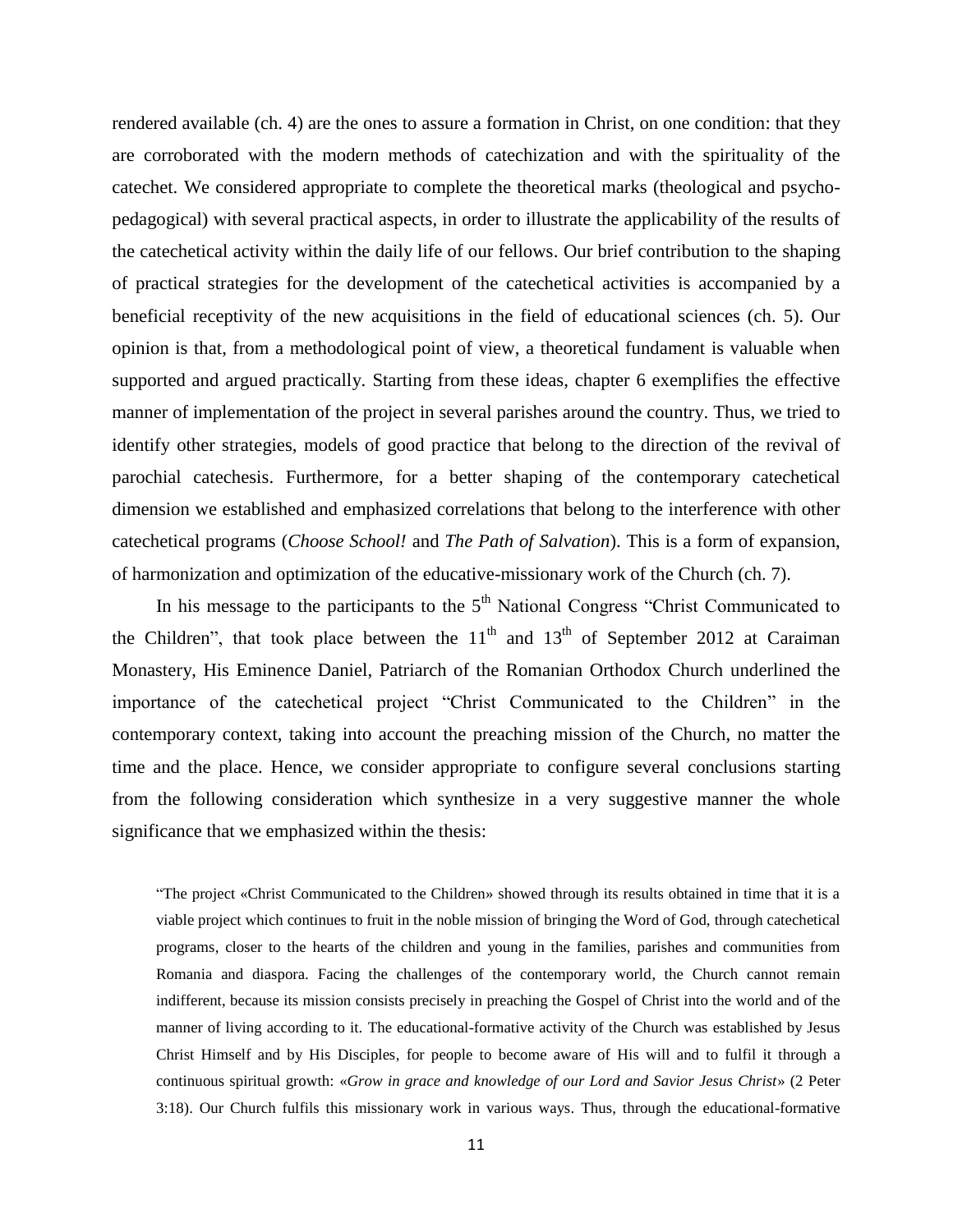rendered available (ch. 4) are the ones to assure a formation in Christ, on one condition: that they are corroborated with the modern methods of catechization and with the spirituality of the catechet. We considered appropriate to complete the theoretical marks (theological and psycho-pedagogical) with several practical aspects, in order to illustrate the applicability of the results of the catechetical activity within the daily life of our fellows. Our brief contribution to the shaping of practical strategies for the development of the catechetical activities is accompanied by a beneficial receptivity of the new acquisitions in the field of educational sciences (ch. 5). Our opinion is that, from a methodological point of view, a theoretical fundament is valuable when supported and argued practically. Starting from these ideas, chapter 6 exemplifies the effective manner of implementation of the project in several parishes around the country. Thus, we tried to identify other strategies, models of good practice that belong to the direction of the revival of parochial catechesis. Furthermore, for a better shaping of the contemporary catechetical dimension we established and emphasized correlations that belong to the interference with other catechetical programs (*Choose School!* and *The Path of Salvation*). This is a form of expansion, of harmonization and optimization of the educative-missionary work of the Church (ch. 7).

In his message to the participants to the 5th National Congress "Christ Communicated to the Children", that took place between the 11th and 13th of September 2012 at Caraiman Monastery, His Eminence Daniel, Patriarch of the Romanian Orthodox Church underlined the importance of the catechetical project "Christ Communicated to the Children" in the contemporary context, taking into account the preaching mission of the Church, no matter the time and the place. Hence, we consider appropriate to configure several conclusions starting from the following consideration which synthesize in a very suggestive manner the whole significance that we emphasized within the thesis:

> "The project «Christ Communicated to the Children» showed through its results obtained in time that it is a viable project which continues to fruit in the noble mission of bringing the Word of God, through catechetical programs, closer to the hearts of the children and young in the families, parishes and communities from Romania and diaspora. Facing the challenges of the contemporary world, the Church cannot remain indifferent, because its mission consists precisely in preaching the Gospel of Christ into the world and of the manner of living according to it. The educational-formative activity of the Church was established by Jesus Christ Himself and by His Disciples, for people to become aware of His will and to fulfil it through a continuous spiritual growth: «*Grow in grace and knowledge of our Lord and Savior Jesus Christ*» (2 Peter 3:18). Our Church fulfils this missionary work in various ways. Thus, through the educational-formative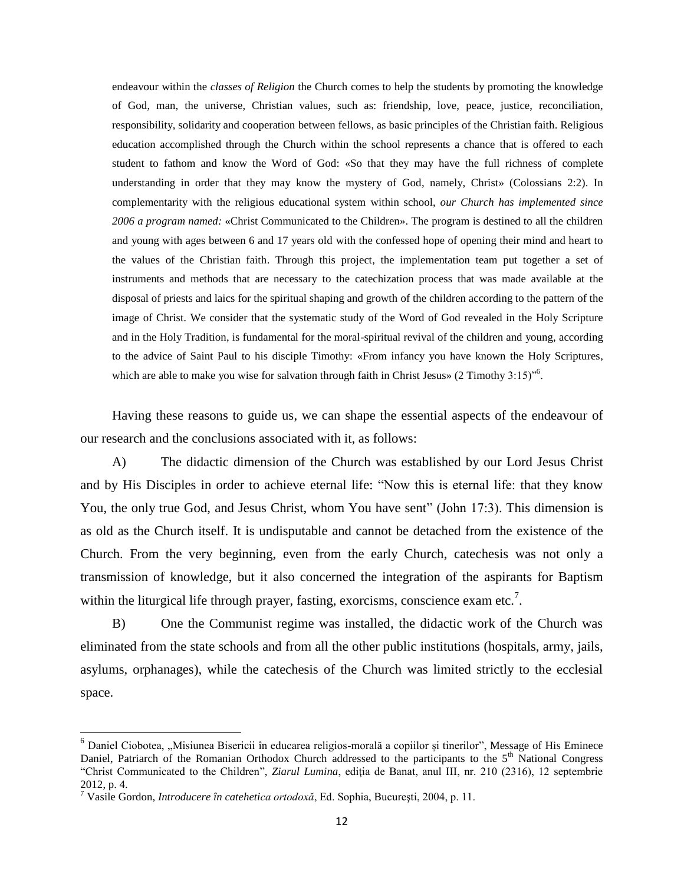endeavour within the *classes of Religion* the Church comes to help the students by promoting the knowledge of God, man, the universe, Christian values, such as: friendship, love, peace, justice, reconciliation, responsibility, solidarity and cooperation between fellows, as basic principles of the Christian faith. Religious education accomplished through the Church within the school represents a chance that is offered to each student to fathom and know the Word of God: «So that they may have the full richness of complete understanding in order that they may know the mystery of God, namely, Christ» (Colossians 2:2). In complementarity with the religious educational system within school, *our Church has implemented since 2006 a program named:* «Christ Communicated to the Children». The program is destined to all the children and young with ages between 6 and 17 years old with the confessed hope of opening their mind and heart to the values of the Christian faith. Through this project, the implementation team put together a set of instruments and methods that are necessary to the catechization process that was made available at the disposal of priests and laics for the spiritual shaping and growth of the children according to the pattern of the image of Christ. We consider that the systematic study of the Word of God revealed in the Holy Scripture and in the Holy Tradition, is fundamental for the moral-spiritual revival of the children and young, according to the advice of Saint Paul to his disciple Timothy: «From infancy you have known the Holy Scriptures, which are able to make you wise for salvation through faith in Christ Jesus» (2 Timothy 3:15)"[6].

Having these reasons to guide us, we can shape the essential aspects of the endeavour of our research and the conclusions associated with it, as follows:

A) The didactic dimension of the Church was established by our Lord Jesus Christ and by His Disciples in order to achieve eternal life: "Now this is eternal life: that they know You, the only true God, and Jesus Christ, whom You have sent" (John 17:3). This dimension is as old as the Church itself. It is undisputable and cannot be detached from the existence of the Church. From the very beginning, even from the early Church, catechesis was not only a transmission of knowledge, but it also concerned the integration of the aspirants for Baptism within the liturgical life through prayer, fasting, exorcisms, conscience exam etc.[7].

B) One the Communist regime was installed, the didactic work of the Church was eliminated from the state schools and from all the other public institutions (hospitals, army, jails, asylums, orphanages), while the catechesis of the Church was limited strictly to the ecclesial space.

---

[6] Daniel Ciobotea, „Misiunea Bisericii în educarea religios-morală a copiilor și tinerilor", Message of His Eminece Daniel, Patriarch of the Romanian Orthodox Church addressed to the participants to the 5th National Congress "Christ Communicated to the Children", *Ziarul Lumina*, ediția de Banat, anul III, nr. 210 (2316), 12 septembrie 2012, p. 4.

[7] Vasile Gordon, *Introducere în catehetica ortodoxă*, Ed. Sophia, Bucureşti, 2004, p. 11.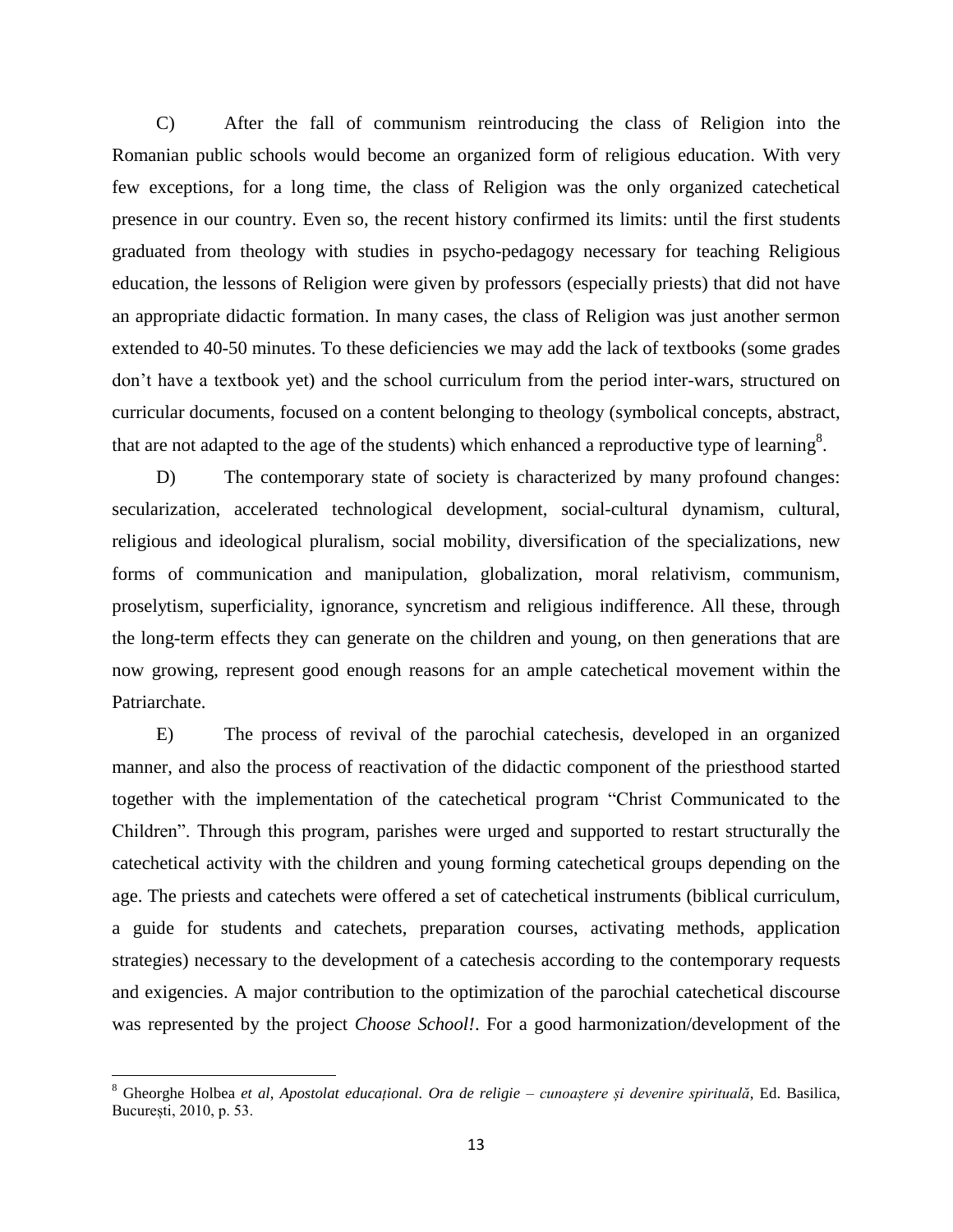C) After the fall of communism reintroducing the class of Religion into the Romanian public schools would become an organized form of religious education. With very few exceptions, for a long time, the class of Religion was the only organized catechetical presence in our country. Even so, the recent history confirmed its limits: until the first students graduated from theology with studies in psycho-pedagogy necessary for teaching Religious education, the lessons of Religion were given by professors (especially priests) that did not have an appropriate didactic formation. In many cases, the class of Religion was just another sermon extended to 40-50 minutes. To these deficiencies we may add the lack of textbooks (some grades don't have a textbook yet) and the school curriculum from the period inter-wars, structured on curricular documents, focused on a content belonging to theology (symbolical concepts, abstract, that are not adapted to the age of the students) which enhanced a reproductive type of learning[8].

D) The contemporary state of society is characterized by many profound changes: secularization, accelerated technological development, social-cultural dynamism, cultural, religious and ideological pluralism, social mobility, diversification of the specializations, new forms of communication and manipulation, globalization, moral relativism, communism, proselytism, superficiality, ignorance, syncretism and religious indifference. All these, through the long-term effects they can generate on the children and young, on then generations that are now growing, represent good enough reasons for an ample catechetical movement within the Patriarchate.

E) The process of revival of the parochial catechesis, developed in an organized manner, and also the process of reactivation of the didactic component of the priesthood started together with the implementation of the catechetical program "Christ Communicated to the Children". Through this program, parishes were urged and supported to restart structurally the catechetical activity with the children and young forming catechetical groups depending on the age. The priests and catechets were offered a set of catechetical instruments (biblical curriculum, a guide for students and catechets, preparation courses, activating methods, application strategies) necessary to the development of a catechesis according to the contemporary requests and exigencies. A major contribution to the optimization of the parochial catechetical discourse was represented by the project *Choose School!*. For a good harmonization/development of the

---

[8] Gheorghe Holbea *et al*, *Apostolat educațional. Ora de religie – cunoaștere și devenire spirituală*, Ed. Basilica, București, 2010, p. 53.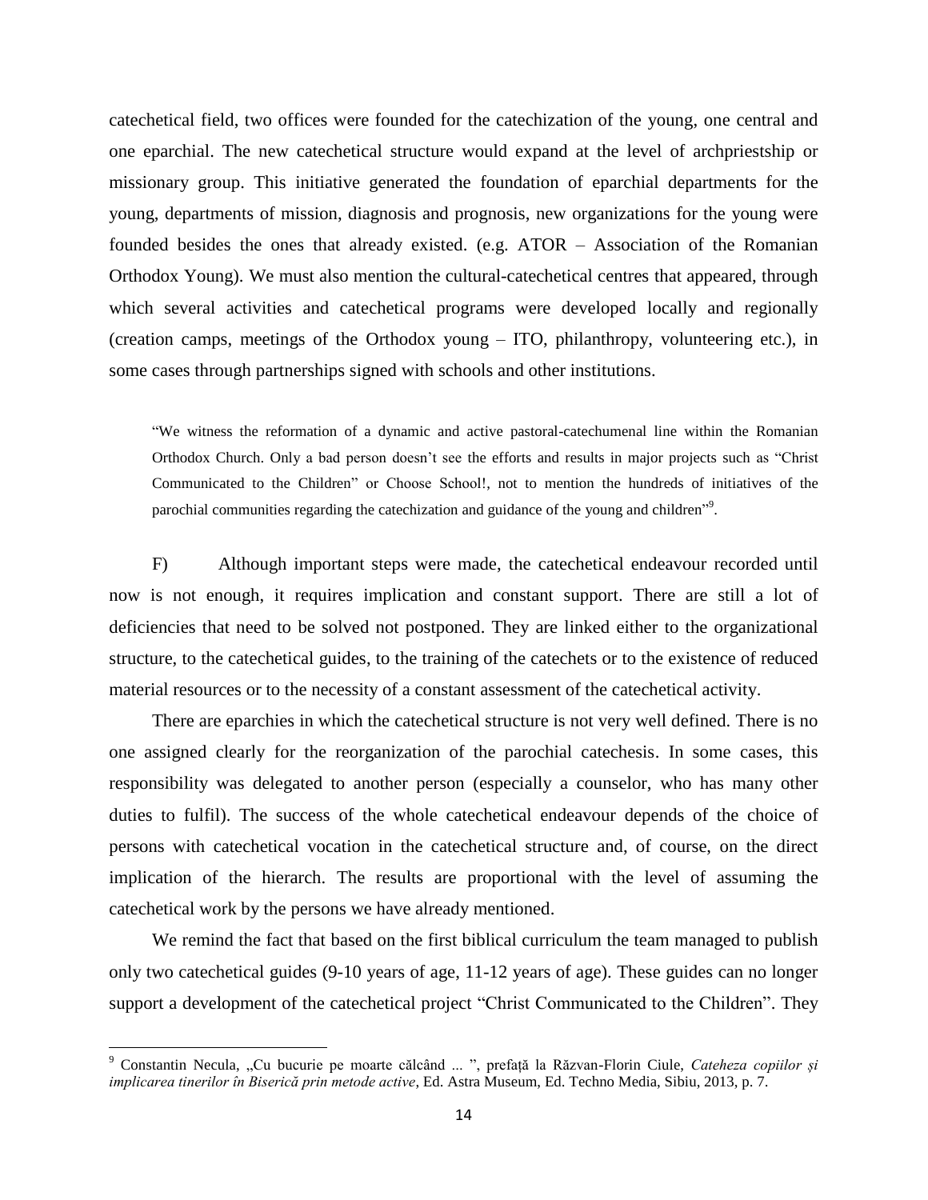catechetical field, two offices were founded for the catechization of the young, one central and one eparchial. The new catechetical structure would expand at the level of archpriestship or missionary group. This initiative generated the foundation of eparchial departments for the young, departments of mission, diagnosis and prognosis, new organizations for the young were founded besides the ones that already existed. (e.g. ATOR – Association of the Romanian Orthodox Young). We must also mention the cultural-catechetical centres that appeared, through which several activities and catechetical programs were developed locally and regionally (creation camps, meetings of the Orthodox young – ITO, philanthropy, volunteering etc.), in some cases through partnerships signed with schools and other institutions.

> "We witness the reformation of a dynamic and active pastoral-catechumenal line within the Romanian Orthodox Church. Only a bad person doesn't see the efforts and results in major projects such as "Christ Communicated to the Children" or Choose School!, not to mention the hundreds of initiatives of the parochial communities regarding the catechization and guidance of the young and children"[9].

F) Although important steps were made, the catechetical endeavour recorded until now is not enough, it requires implication and constant support. There are still a lot of deficiencies that need to be solved not postponed. They are linked either to the organizational structure, to the catechetical guides, to the training of the catechets or to the existence of reduced material resources or to the necessity of a constant assessment of the catechetical activity.

There are eparchies in which the catechetical structure is not very well defined. There is no one assigned clearly for the reorganization of the parochial catechesis. In some cases, this responsibility was delegated to another person (especially a counselor, who has many other duties to fulfil). The success of the whole catechetical endeavour depends of the choice of persons with catechetical vocation in the catechetical structure and, of course, on the direct implication of the hierarch. The results are proportional with the level of assuming the catechetical work by the persons we have already mentioned.

We remind the fact that based on the first biblical curriculum the team managed to publish only two catechetical guides (9-10 years of age, 11-12 years of age). These guides can no longer support a development of the catechetical project "Christ Communicated to the Children". They

---

[9] Constantin Necula, „Cu bucurie pe moarte călcând ... ", prefață la Răzvan-Florin Ciule, *Cateheza copiilor și implicarea tinerilor în Biserică prin metode active*, Ed. Astra Museum, Ed. Techno Media, Sibiu, 2013, p. 7.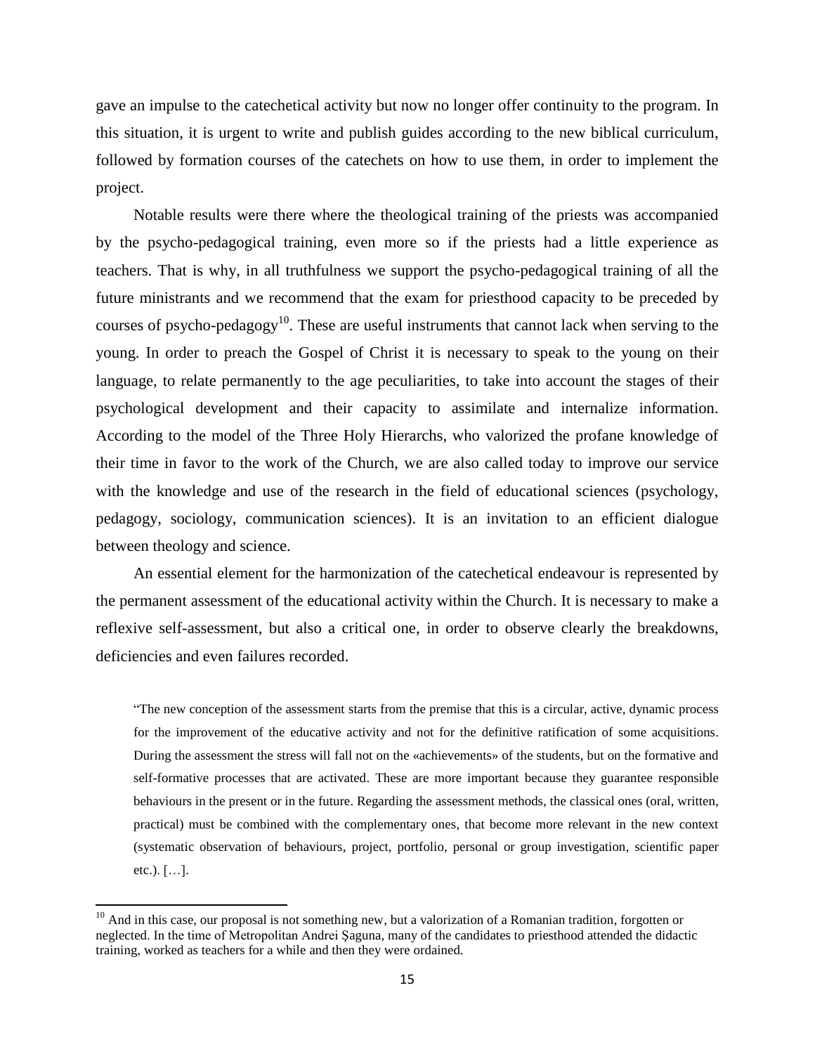gave an impulse to the catechetical activity but now no longer offer continuity to the program. In this situation, it is urgent to write and publish guides according to the new biblical curriculum, followed by formation courses of the catechets on how to use them, in order to implement the project.

Notable results were there where the theological training of the priests was accompanied by the psycho-pedagogical training, even more so if the priests had a little experience as teachers. That is why, in all truthfulness we support the psycho-pedagogical training of all the future ministrants and we recommend that the exam for priesthood capacity to be preceded by courses of psycho-pedagogy[10]. These are useful instruments that cannot lack when serving to the young. In order to preach the Gospel of Christ it is necessary to speak to the young on their language, to relate permanently to the age peculiarities, to take into account the stages of their psychological development and their capacity to assimilate and internalize information. According to the model of the Three Holy Hierarchs, who valorized the profane knowledge of their time in favor to the work of the Church, we are also called today to improve our service with the knowledge and use of the research in the field of educational sciences (psychology, pedagogy, sociology, communication sciences). It is an invitation to an efficient dialogue between theology and science.

An essential element for the harmonization of the catechetical endeavour is represented by the permanent assessment of the educational activity within the Church. It is necessary to make a reflexive self-assessment, but also a critical one, in order to observe clearly the breakdowns, deficiencies and even failures recorded.

> "The new conception of the assessment starts from the premise that this is a circular, active, dynamic process for the improvement of the educative activity and not for the definitive ratification of some acquisitions. During the assessment the stress will fall not on the «achievements» of the students, but on the formative and self-formative processes that are activated. These are more important because they guarantee responsible behaviours in the present or in the future. Regarding the assessment methods, the classical ones (oral, written, practical) must be combined with the complementary ones, that become more relevant in the new context (systematic observation of behaviours, project, portfolio, personal or group investigation, scientific paper etc.). […].

---

[10] And in this case, our proposal is not something new, but a valorization of a Romanian tradition, forgotten or neglected. In the time of Metropolitan Andrei Şaguna, many of the candidates to priesthood attended the didactic training, worked as teachers for a while and then they were ordained.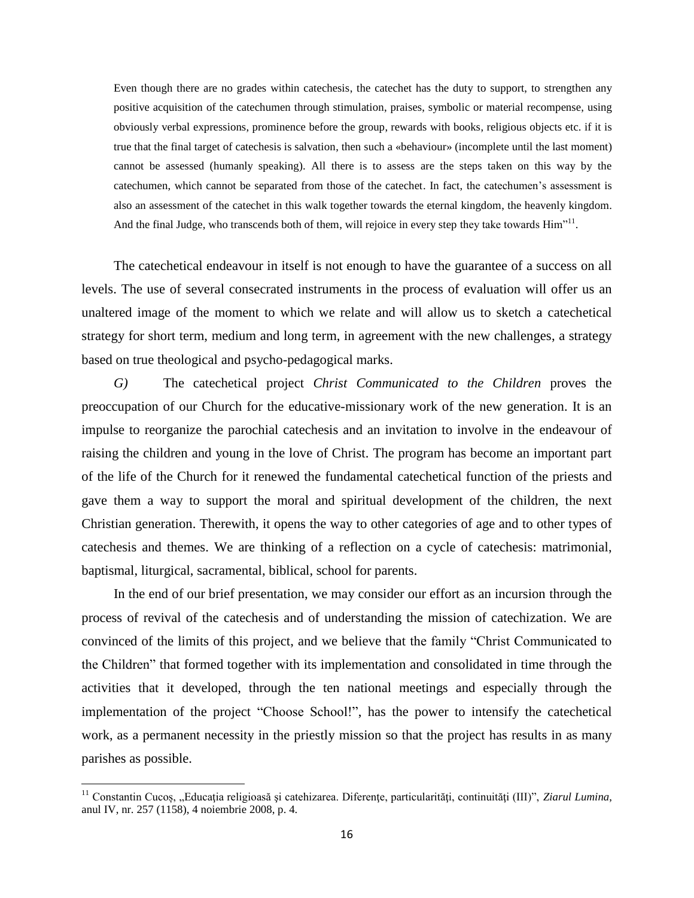> Even though there are no grades within catechesis, the catechet has the duty to support, to strengthen any positive acquisition of the catechumen through stimulation, praises, symbolic or material recompense, using obviously verbal expressions, prominence before the group, rewards with books, religious objects etc. if it is true that the final target of catechesis is salvation, then such a «behaviour» (incomplete until the last moment) cannot be assessed (humanly speaking). All there is to assess are the steps taken on this way by the catechumen, which cannot be separated from those of the catechet. In fact, the catechumen's assessment is also an assessment of the catechet in this walk together towards the eternal kingdom, the heavenly kingdom. And the final Judge, who transcends both of them, will rejoice in every step they take towards Him"[11].

The catechetical endeavour in itself is not enough to have the guarantee of a success on all levels. The use of several consecrated instruments in the process of evaluation will offer us an unaltered image of the moment to which we relate and will allow us to sketch a catechetical strategy for short term, medium and long term, in agreement with the new challenges, a strategy based on true theological and psycho-pedagogical marks.

*G)* The catechetical project *Christ Communicated to the Children* proves the preoccupation of our Church for the educative-missionary work of the new generation. It is an impulse to reorganize the parochial catechesis and an invitation to involve in the endeavour of raising the children and young in the love of Christ. The program has become an important part of the life of the Church for it renewed the fundamental catechetical function of the priests and gave them a way to support the moral and spiritual development of the children, the next Christian generation. Therewith, it opens the way to other categories of age and to other types of catechesis and themes. We are thinking of a reflection on a cycle of catechesis: matrimonial, baptismal, liturgical, sacramental, biblical, school for parents.

In the end of our brief presentation, we may consider our effort as an incursion through the process of revival of the catechesis and of understanding the mission of catechization. We are convinced of the limits of this project, and we believe that the family "Christ Communicated to the Children" that formed together with its implementation and consolidated in time through the activities that it developed, through the ten national meetings and especially through the implementation of the project "Choose School!", has the power to intensify the catechetical work, as a permanent necessity in the priestly mission so that the project has results in as many parishes as possible.

---

[11] Constantin Cucoș, „Educația religioasă și catehizarea. Diferențe, particularități, continuități (III)", *Ziarul Lumina*, anul IV, nr. 257 (1158), 4 noiembrie 2008, p. 4.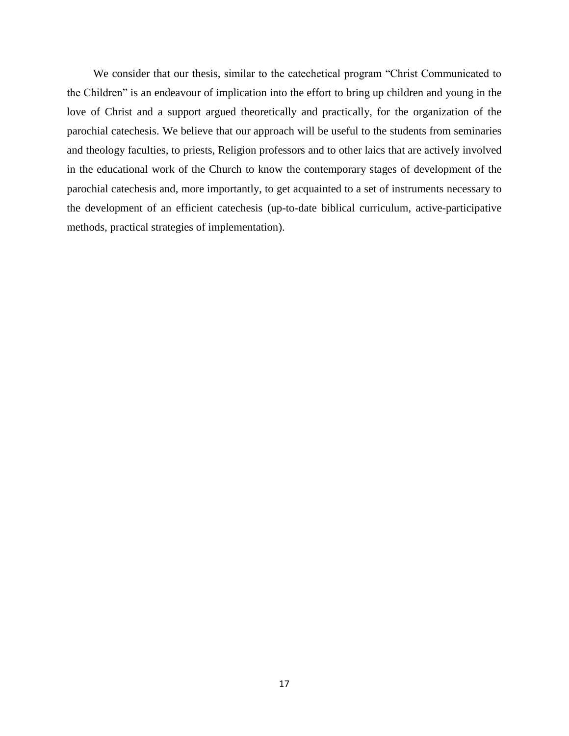We consider that our thesis, similar to the catechetical program "Christ Communicated to the Children" is an endeavour of implication into the effort to bring up children and young in the love of Christ and a support argued theoretically and practically, for the organization of the parochial catechesis. We believe that our approach will be useful to the students from seminaries and theology faculties, to priests, Religion professors and to other laics that are actively involved in the educational work of the Church to know the contemporary stages of development of the parochial catechesis and, more importantly, to get acquainted to a set of instruments necessary to the development of an efficient catechesis (up-to-date biblical curriculum, active-participative methods, practical strategies of implementation).